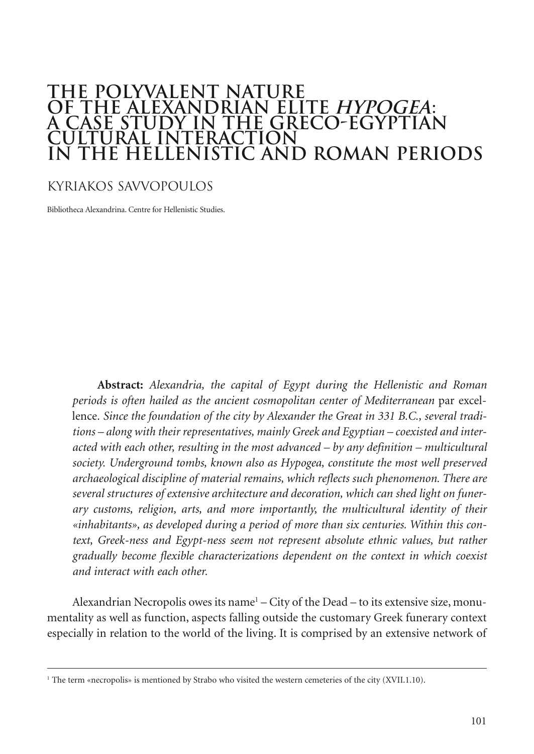# THE POLYVALENT NATURE OF THE ALEXANDRIAN ELITE *HYPOGEA*: A CASE STUDY IN THE GRECO-EGYPTIAN CULTURAL INTERACTION IN THE HELLENISTIC AND ROMAN PERIODS

## KYRIAKOS SAVVOPOULOS

Bibliotheca Alexandrina. Centre for Hellenistic Studies.

**Abstract:** *Alexandria, the capital of Egypt during the Hellenistic and Roman periods is often hailed as the ancient cosmopolitan center of Mediterranean* par excellence. *Since the foundation of the city by Alexander the Great in 331 B.C., several traditions – along with their representatives, mainly Greek and Egyptian – coexisted and interacted with each other, resulting in the most advanced – by any definition – multicultural society. Underground tombs, known also as Hypogea, constitute the most well preserved archaeological discipline of material remains, which reflects such phenomenon. There are several structures of extensive architecture and decoration, which can shed light on funerary customs, religion, arts, and more importantly, the multicultural identity of their «inhabitants», as developed during a period of more than six centuries. Within this context, Greek-ness and Egypt-ness seem not represent absolute ethnic values, but rather gradually become flexible characterizations dependent on the context in which coexist and interact with each other.*

Alexandrian Necropolis owes its name[1] – City of the Dead – to its extensive size, monumentality as well as function, aspects falling outside the customary Greek funerary context especially in relation to the world of the living. It is comprised by an extensive network of

[1] The term «necropolis» is mentioned by Strabo who visited the western cemeteries of the city (XVII.1.10).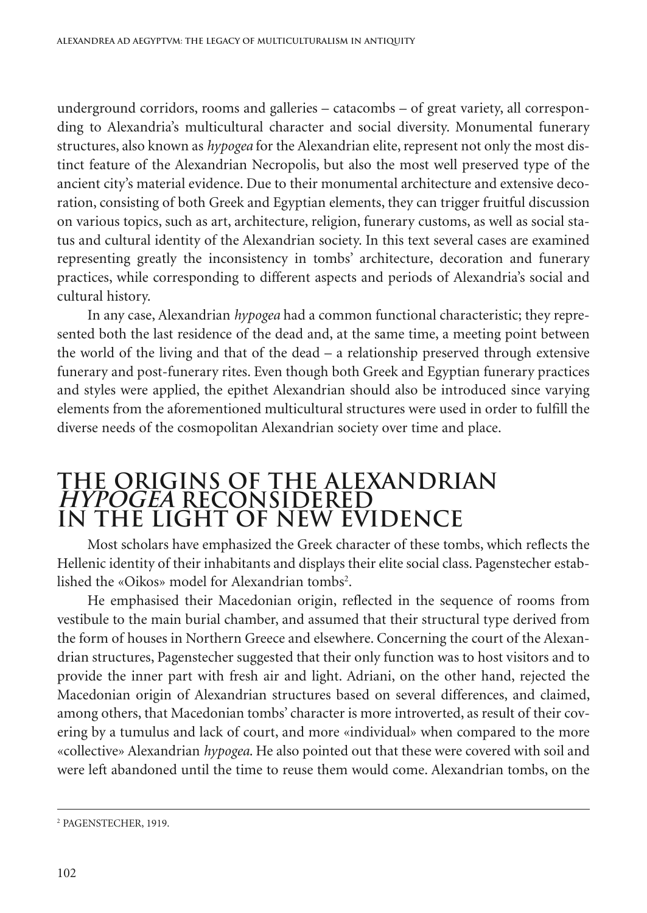underground corridors, rooms and galleries – catacombs – of great variety, all corresponding to Alexandria's multicultural character and social diversity. Monumental funerary structures, also known as *hypogea* for the Alexandrian elite, represent not only the most distinct feature of the Alexandrian Necropolis, but also the most well preserved type of the ancient city's material evidence. Due to their monumental architecture and extensive decoration, consisting of both Greek and Egyptian elements, they can trigger fruitful discussion on various topics, such as art, architecture, religion, funerary customs, as well as social status and cultural identity of the Alexandrian society. In this text several cases are examined representing greatly the inconsistency in tombs' architecture, decoration and funerary practices, while corresponding to different aspects and periods of Alexandria's social and cultural history.

In any case, Alexandrian *hypogea* had a common functional characteristic; they represented both the last residence of the dead and, at the same time, a meeting point between the world of the living and that of the dead – a relationship preserved through extensive funerary and post-funerary rites. Even though both Greek and Egyptian funerary practices and styles were applied, the epithet Alexandrian should also be introduced since varying elements from the aforementioned multicultural structures were used in order to fulfill the diverse needs of the cosmopolitan Alexandrian society over time and place.

## THE ORIGINS OF THE ALEXANDRIAN *HYPOGEA* RECONSIDERED IN THE LIGHT OF NEW EVIDENCE

Most scholars have emphasized the Greek character of these tombs, which reflects the Hellenic identity of their inhabitants and displays their elite social class. Pagenstecher established the «Oikos» model for Alexandrian tombs[2].

He emphasised their Macedonian origin, reflected in the sequence of rooms from vestibule to the main burial chamber, and assumed that their structural type derived from the form of houses in Northern Greece and elsewhere. Concerning the court of the Alexandrian structures, Pagenstecher suggested that their only function was to host visitors and to provide the inner part with fresh air and light. Adriani, on the other hand, rejected the Macedonian origin of Alexandrian structures based on several differences, and claimed, among others, that Macedonian tombs' character is more introverted, as result of their covering by a tumulus and lack of court, and more «individual» when compared to the more «collective» Alexandrian *hypogea*. He also pointed out that these were covered with soil and were left abandoned until the time to reuse them would come. Alexandrian tombs, on the

[2] PAGENSTECHER, 1919.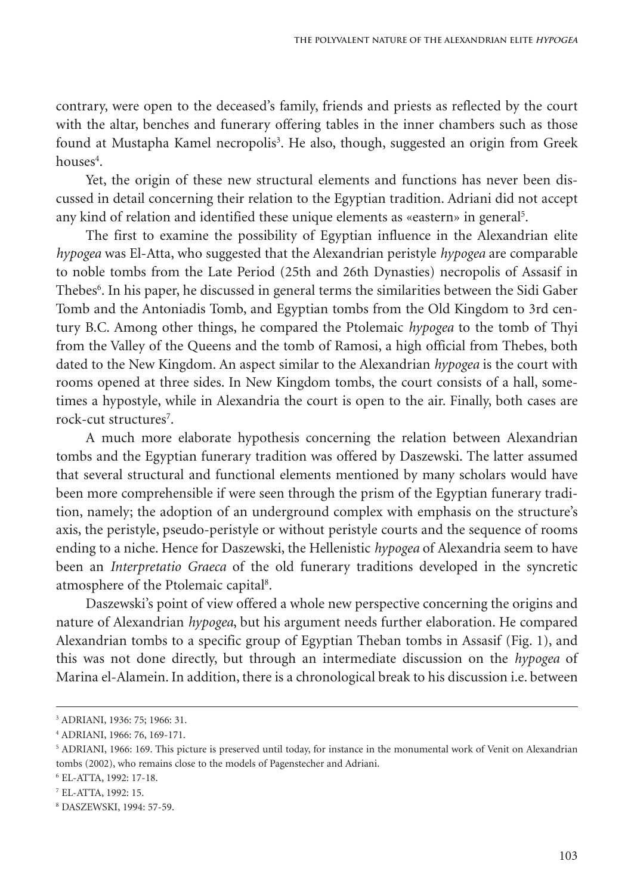contrary, were open to the deceased's family, friends and priests as reflected by the court with the altar, benches and funerary offering tables in the inner chambers such as those found at Mustapha Kamel necropolis[3]. He also, though, suggested an origin from Greek houses[4].

Yet, the origin of these new structural elements and functions has never been discussed in detail concerning their relation to the Egyptian tradition. Adriani did not accept any kind of relation and identified these unique elements as «eastern» in general[5].

The first to examine the possibility of Egyptian influence in the Alexandrian elite *hypogea* was El-Atta, who suggested that the Alexandrian peristyle *hypogea* are comparable to noble tombs from the Late Period (25th and 26th Dynasties) necropolis of Assasif in Thebes[6]. In his paper, he discussed in general terms the similarities between the Sidi Gaber Tomb and the Antoniadis Tomb, and Egyptian tombs from the Old Kingdom to 3rd century B.C. Among other things, he compared the Ptolemaic *hypogea* to the tomb of Thyi from the Valley of the Queens and the tomb of Ramosi, a high official from Thebes, both dated to the New Kingdom. An aspect similar to the Alexandrian *hypogea* is the court with rooms opened at three sides. In New Kingdom tombs, the court consists of a hall, sometimes a hypostyle, while in Alexandria the court is open to the air. Finally, both cases are rock-cut structures[7].

A much more elaborate hypothesis concerning the relation between Alexandrian tombs and the Egyptian funerary tradition was offered by Daszewski. The latter assumed that several structural and functional elements mentioned by many scholars would have been more comprehensible if were seen through the prism of the Egyptian funerary tradition, namely; the adoption of an underground complex with emphasis on the structure's axis, the peristyle, pseudo-peristyle or without peristyle courts and the sequence of rooms ending to a niche. Hence for Daszewski, the Hellenistic *hypogea* of Alexandria seem to have been an *Interpretatio Graeca* of the old funerary traditions developed in the syncretic atmosphere of the Ptolemaic capital[8].

Daszewski's point of view offered a whole new perspective concerning the origins and nature of Alexandrian *hypogea*, but his argument needs further elaboration. He compared Alexandrian tombs to a specific group of Egyptian Theban tombs in Assasif (Fig. 1), and this was not done directly, but through an intermediate discussion on the *hypogea* of Marina el-Alamein. In addition, there is a chronological break to his discussion i.e. between

---

[3] ADRIANI, 1936: 75; 1966: 31.

[4] ADRIANI, 1966: 76, 169-171.

[5] ADRIANI, 1966: 169. This picture is preserved until today, for instance in the monumental work of Venit on Alexandrian tombs (2002), who remains close to the models of Pagenstecher and Adriani.

[6] EL-ATTA, 1992: 17-18.

[7] EL-ATTA, 1992: 15.

[8] DASZEWSKI, 1994: 57-59.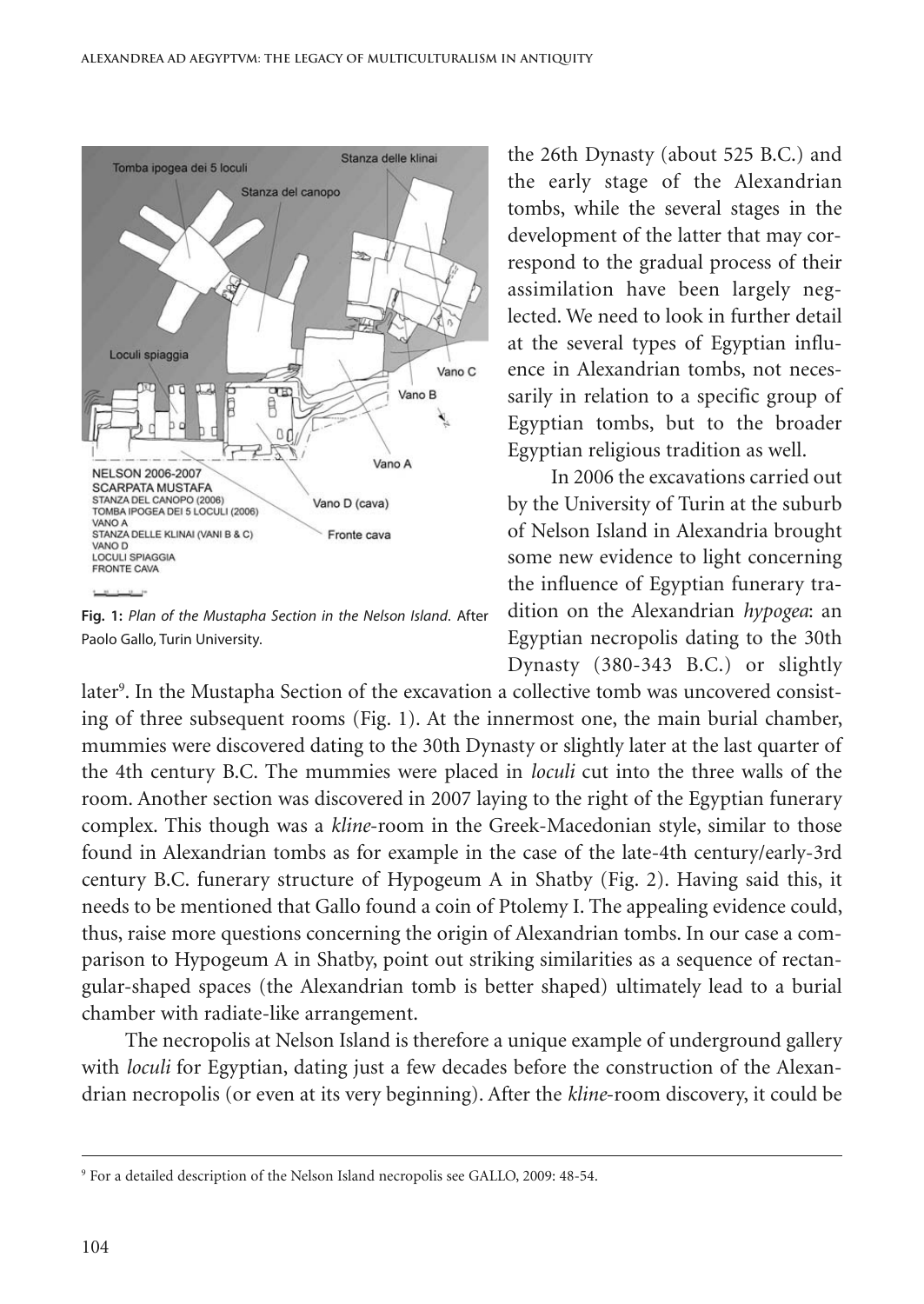Fig. 1: *Plan of the Mustapha Section in the Nelson Island.* After Paolo Gallo, Turin University.

the 26th Dynasty (about 525 B.C.) and the early stage of the Alexandrian tombs, while the several stages in the development of the latter that may correspond to the gradual process of their assimilation have been largely neglected. We need to look in further detail at the several types of Egyptian influence in Alexandrian tombs, not necessarily in relation to a specific group of Egyptian tombs, but to the broader Egyptian religious tradition as well.

In 2006 the excavations carried out by the University of Turin at the suburb of Nelson Island in Alexandria brought some new evidence to light concerning the influence of Egyptian funerary tradition on the Alexandrian *hypogea*: an Egyptian necropolis dating to the 30th Dynasty (380-343 B.C.) or slightly later[9]. In the Mustapha Section of the excavation a collective tomb was uncovered consisting of three subsequent rooms (Fig. 1). At the innermost one, the main burial chamber, mummies were discovered dating to the 30th Dynasty or slightly later at the last quarter of the 4th century B.C. The mummies were placed in *loculi* cut into the three walls of the room. Another section was discovered in 2007 laying to the right of the Egyptian funerary complex. This though was a *kline*-room in the Greek-Macedonian style, similar to those found in Alexandrian tombs as for example in the case of the late-4th century/early-3rd century B.C. funerary structure of Hypogeum A in Shatby (Fig. 2). Having said this, it needs to be mentioned that Gallo found a coin of Ptolemy I. The appealing evidence could, thus, raise more questions concerning the origin of Alexandrian tombs. In our case a comparison to Hypogeum A in Shatby, point out striking similarities as a sequence of rectangular-shaped spaces (the Alexandrian tomb is better shaped) ultimately lead to a burial chamber with radiate-like arrangement.

The necropolis at Nelson Island is therefore a unique example of underground gallery with *loculi* for Egyptian, dating just a few decades before the construction of the Alexandrian necropolis (or even at its very beginning). After the *kline*-room discovery, it could be

[9] For a detailed description of the Nelson Island necropolis see GALLO, 2009: 48-54.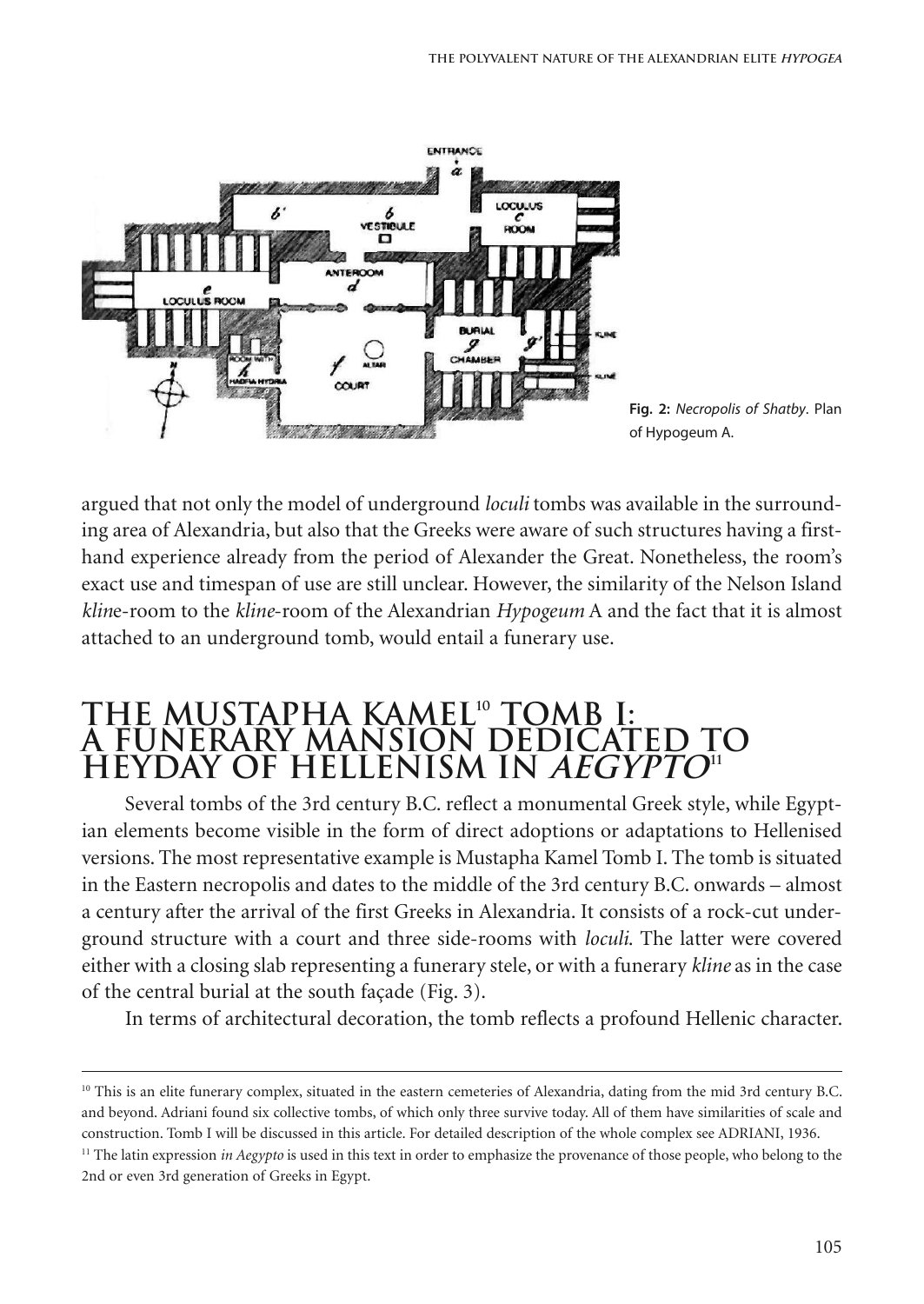Fig. 2: *Necropolis of Shatby*. Plan of Hypogeum A.

argued that not only the model of underground *loculi* tombs was available in the surrounding area of Alexandria, but also that the Greeks were aware of such structures having a first-hand experience already from the period of Alexander the Great. Nonetheless, the room's exact use and timespan of use are still unclear. However, the similarity of the Nelson Island *kline*-room to the *kline*-room of the Alexandrian *Hypogeum* A and the fact that it is almost attached to an underground tomb, would entail a funerary use.

## THE MUSTAPHA KAMEL[10] TOMB I: A FUNERARY MANSION DEDICATED TO HEYDAY OF HELLENISM IN *AEGYPTO*[11]

Several tombs of the 3rd century B.C. reflect a monumental Greek style, while Egyptian elements become visible in the form of direct adoptions or adaptations to Hellenised versions. The most representative example is Mustapha Kamel Tomb I. The tomb is situated in the Eastern necropolis and dates to the middle of the 3rd century B.C. onwards – almost a century after the arrival of the first Greeks in Alexandria. It consists of a rock-cut underground structure with a court and three side-rooms with *loculi*. The latter were covered either with a closing slab representing a funerary stele, or with a funerary *kline* as in the case of the central burial at the south façade (Fig. 3).

In terms of architectural decoration, the tomb reflects a profound Hellenic character.

---

[10] This is an elite funerary complex, situated in the eastern cemeteries of Alexandria, dating from the mid 3rd century B.C. and beyond. Adriani found six collective tombs, of which only three survive today. All of them have similarities of scale and construction. Tomb I will be discussed in this article. For detailed description of the whole complex see ADRIANI, 1936.

[11] The latin expression *in Aegypto* is used in this text in order to emphasize the provenance of those people, who belong to the 2nd or even 3rd generation of Greeks in Egypt.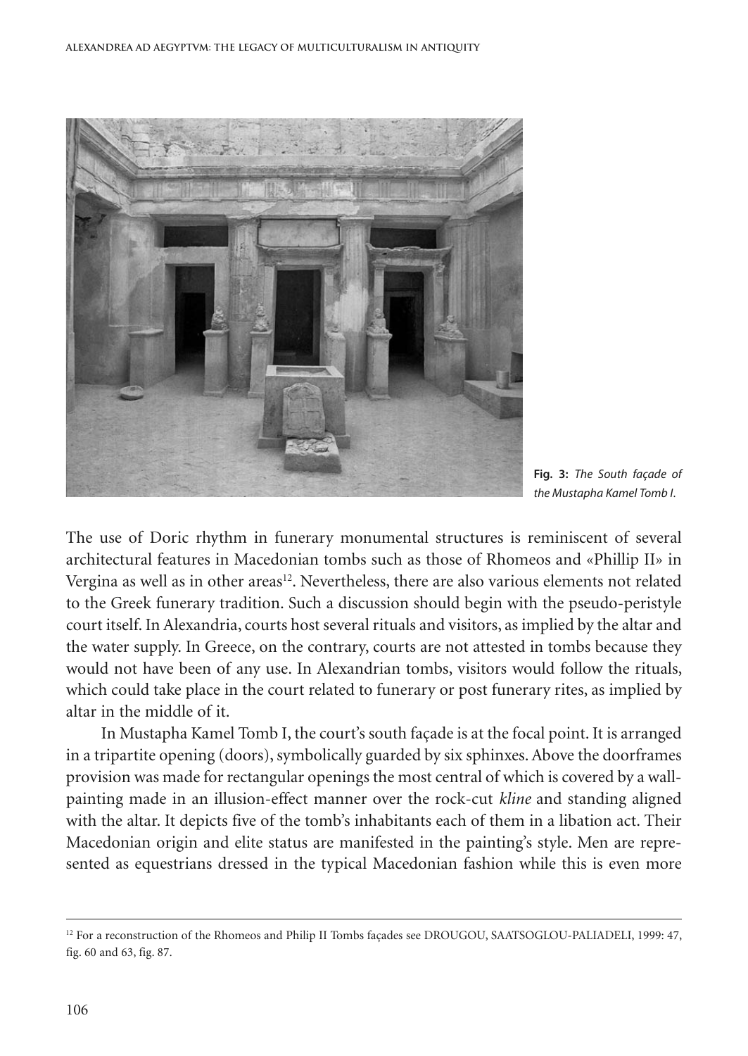Fig. 3: *The South façade of the Mustapha Kamel Tomb I.*

The use of Doric rhythm in funerary monumental structures is reminiscent of several architectural features in Macedonian tombs such as those of Rhomeos and «Phillip II» in Vergina as well as in other areas[12]. Nevertheless, there are also various elements not related to the Greek funerary tradition. Such a discussion should begin with the pseudo-peristyle court itself. In Alexandria, courts host several rituals and visitors, as implied by the altar and the water supply. In Greece, on the contrary, courts are not attested in tombs because they would not have been of any use. In Alexandrian tombs, visitors would follow the rituals, which could take place in the court related to funerary or post funerary rites, as implied by altar in the middle of it.

In Mustapha Kamel Tomb I, the court's south façade is at the focal point. It is arranged in a tripartite opening (doors), symbolically guarded by six sphinxes. Above the doorframes provision was made for rectangular openings the most central of which is covered by a wall-painting made in an illusion-effect manner over the rock-cut *kline* and standing aligned with the altar. It depicts five of the tomb's inhabitants each of them in a libation act. Their Macedonian origin and elite status are manifested in the painting's style. Men are represented as equestrians dressed in the typical Macedonian fashion while this is even more

[12] For a reconstruction of the Rhomeos and Philip II Tombs façades see DROUGOU, SAATSOGLOU-PALIADELI, 1999: 47, fig. 60 and 63, fig. 87.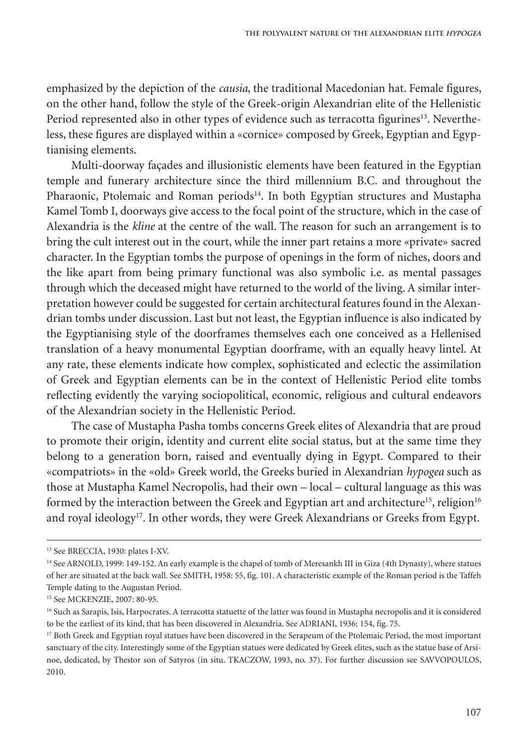emphasized by the depiction of the *causia*, the traditional Macedonian hat. Female figures, on the other hand, follow the style of the Greek-origin Alexandrian elite of the Hellenistic Period represented also in other types of evidence such as terracotta figurines[13]. Nevertheless, these figures are displayed within a «cornice» composed by Greek, Egyptian and Egyptianising elements.

Multi-doorway façades and illusionistic elements have been featured in the Egyptian temple and funerary architecture since the third millennium B.C. and throughout the Pharaonic, Ptolemaic and Roman periods[14]. In both Egyptian structures and Mustapha Kamel Tomb I, doorways give access to the focal point of the structure, which in the case of Alexandria is the *kline* at the centre of the wall. The reason for such an arrangement is to bring the cult interest out in the court, while the inner part retains a more «private» sacred character. In the Egyptian tombs the purpose of openings in the form of niches, doors and the like apart from being primary functional was also symbolic i.e. as mental passages through which the deceased might have returned to the world of the living. A similar interpretation however could be suggested for certain architectural features found in the Alexandrian tombs under discussion. Last but not least, the Egyptian influence is also indicated by the Egyptianising style of the doorframes themselves each one conceived as a Hellenised translation of a heavy monumental Egyptian doorframe, with an equally heavy lintel. At any rate, these elements indicate how complex, sophisticated and eclectic the assimilation of Greek and Egyptian elements can be in the context of Hellenistic Period elite tombs reflecting evidently the varying sociopolitical, economic, religious and cultural endeavors of the Alexandrian society in the Hellenistic Period.

The case of Mustapha Pasha tombs concerns Greek elites of Alexandria that are proud to promote their origin, identity and current elite social status, but at the same time they belong to a generation born, raised and eventually dying in Egypt. Compared to their «compatriots» in the «old» Greek world, the Greeks buried in Alexandrian *hypogea* such as those at Mustapha Kamel Necropolis, had their own – local – cultural language as this was formed by the interaction between the Greek and Egyptian art and architecture[15], religion[16] and royal ideology[17]. In other words, they were Greek Alexandrians or Greeks from Egypt.

---

[13] See BRECCIA, 1930: plates I-XV.

[14] See ARNOLD, 1999: 149-152. An early example is the chapel of tomb of Meresankh III in Giza (4th Dynasty), where statues of her are situated at the back wall. See SMITH, 1958: 55, fig. 101. A characteristic example of the Roman period is the Taffeh Temple dating to the Augustan Period.

[15] See MCKENZIE, 2007: 80-95.

[16] Such as Sarapis, Isis, Harpocrates. A terracotta statuette of the latter was found in Mustapha necropolis and it is considered to be the earliest of its kind, that has been discovered in Alexandria. See ADRIANI, 1936: 154, fig. 75.

[17] Both Greek and Egyptian royal statues have been discovered in the Serapeum of the Ptolemaic Period, the most important sanctuary of the city. Interestingly some of the Egyptian statues were dedicated by Greek elites, such as the statue base of Arsinoe, dedicated, by Thestor son of Satyros (in situ. TKACZOW, 1993, no. 37). For further discussion see SAVVOPOULOS, 2010.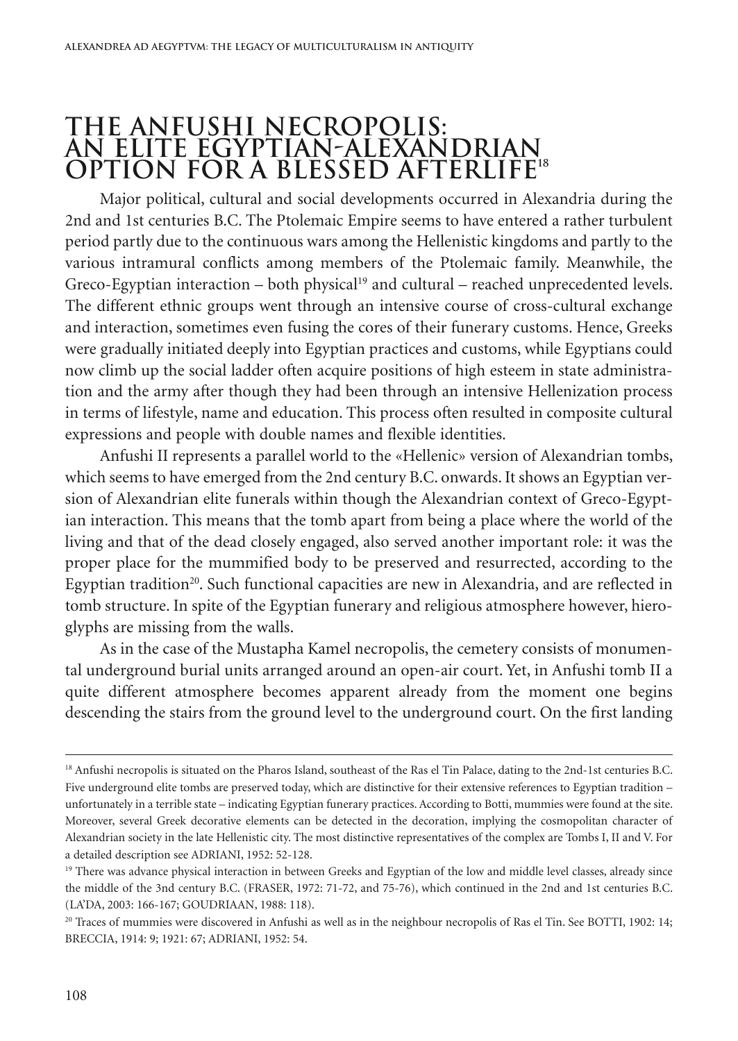# THE ANFUSHI NECROPOLIS: AN ELITE EGYPTIAN-ALEXANDRIAN OPTION FOR A BLESSED AFTERLIFE[18]

Major political, cultural and social developments occurred in Alexandria during the 2nd and 1st centuries B.C. The Ptolemaic Empire seems to have entered a rather turbulent period partly due to the continuous wars among the Hellenistic kingdoms and partly to the various intramural conflicts among members of the Ptolemaic family. Meanwhile, the Greco-Egyptian interaction – both physical[19] and cultural – reached unprecedented levels. The different ethnic groups went through an intensive course of cross-cultural exchange and interaction, sometimes even fusing the cores of their funerary customs. Hence, Greeks were gradually initiated deeply into Egyptian practices and customs, while Egyptians could now climb up the social ladder often acquire positions of high esteem in state administration and the army after though they had been through an intensive Hellenization process in terms of lifestyle, name and education. This process often resulted in composite cultural expressions and people with double names and flexible identities.

Anfushi II represents a parallel world to the «Hellenic» version of Alexandrian tombs, which seems to have emerged from the 2nd century B.C. onwards. It shows an Egyptian version of Alexandrian elite funerals within though the Alexandrian context of Greco-Egyptian interaction. This means that the tomb apart from being a place where the world of the living and that of the dead closely engaged, also served another important role: it was the proper place for the mummified body to be preserved and resurrected, according to the Egyptian tradition[20]. Such functional capacities are new in Alexandria, and are reflected in tomb structure. In spite of the Egyptian funerary and religious atmosphere however, hieroglyphs are missing from the walls.

As in the case of the Mustapha Kamel necropolis, the cemetery consists of monumental underground burial units arranged around an open-air court. Yet, in Anfushi tomb II a quite different atmosphere becomes apparent already from the moment one begins descending the stairs from the ground level to the underground court. On the first landing

---

[18] Anfushi necropolis is situated on the Pharos Island, southeast of the Ras el Tin Palace, dating to the 2nd-1st centuries B.C. Five underground elite tombs are preserved today, which are distinctive for their extensive references to Egyptian tradition – unfortunately in a terrible state – indicating Egyptian funerary practices. According to Botti, mummies were found at the site. Moreover, several Greek decorative elements can be detected in the decoration, implying the cosmopolitan character of Alexandrian society in the late Hellenistic city. The most distinctive representatives of the complex are Tombs I, II and V. For a detailed description see ADRIANI, 1952: 52-128.

[19] There was advance physical interaction in between Greeks and Egyptian of the low and middle level classes, already since the middle of the 3nd century B.C. (FRASER, 1972: 71-72, and 75-76), which continued in the 2nd and 1st centuries B.C. (LA'DA, 2003: 166-167; GOUDRIAAN, 1988: 118).

[20] Traces of mummies were discovered in Anfushi as well as in the neighbour necropolis of Ras el Tin. See BOTTI, 1902: 14; BRECCIA, 1914: 9; 1921: 67; ADRIANI, 1952: 54.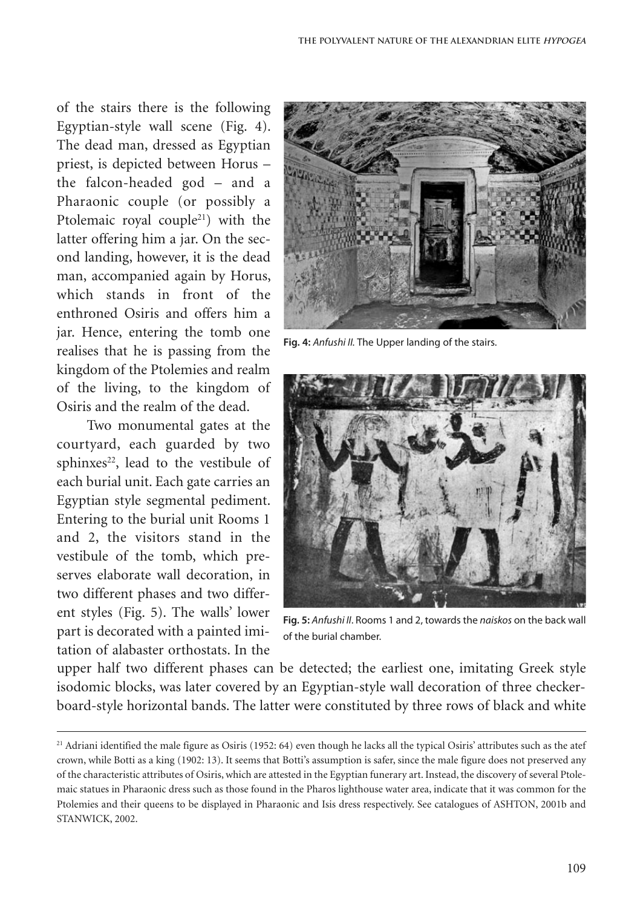of the stairs there is the following Egyptian-style wall scene (Fig. 4). The dead man, dressed as Egyptian priest, is depicted between Horus – the falcon-headed god – and a Pharaonic couple (or possibly a Ptolemaic royal couple[21]) with the latter offering him a jar. On the second landing, however, it is the dead man, accompanied again by Horus, which stands in front of the enthroned Osiris and offers him a jar. Hence, entering the tomb one realises that he is passing from the kingdom of the Ptolemies and realm of the living, to the kingdom of Osiris and the realm of the dead.

Two monumental gates at the courtyard, each guarded by two sphinxes[22], lead to the vestibule of each burial unit. Each gate carries an Egyptian style segmental pediment. Entering to the burial unit Rooms 1 and 2, the visitors stand in the vestibule of the tomb, which preserves elaborate wall decoration, in two different phases and two different styles (Fig. 5). The walls' lower part is decorated with a painted imitation of alabaster orthostats. In the upper half two different phases can be detected; the earliest one, imitating Greek style isodomic blocks, was later covered by an Egyptian-style wall decoration of three checkerboard-style horizontal bands. The latter were constituted by three rows of black and white

**Fig. 4:** *Anfushi II.* The Upper landing of the stairs.

**Fig. 5:** *Anfushi II*. Rooms 1 and 2, towards the *naiskos* on the back wall of the burial chamber.

[21] Adriani identified the male figure as Osiris (1952: 64) even though he lacks all the typical Osiris' attributes such as the atef crown, while Botti as a king (1902: 13). It seems that Botti's assumption is safer, since the male figure does not preserved any of the characteristic attributes of Osiris, which are attested in the Egyptian funerary art. Instead, the discovery of several Ptolemaic statues in Pharaonic dress such as those found in the Pharos lighthouse water area, indicate that it was common for the Ptolemies and their queens to be displayed in Pharaonic and Isis dress respectively. See catalogues of ASHTON, 2001b and STANWICK, 2002.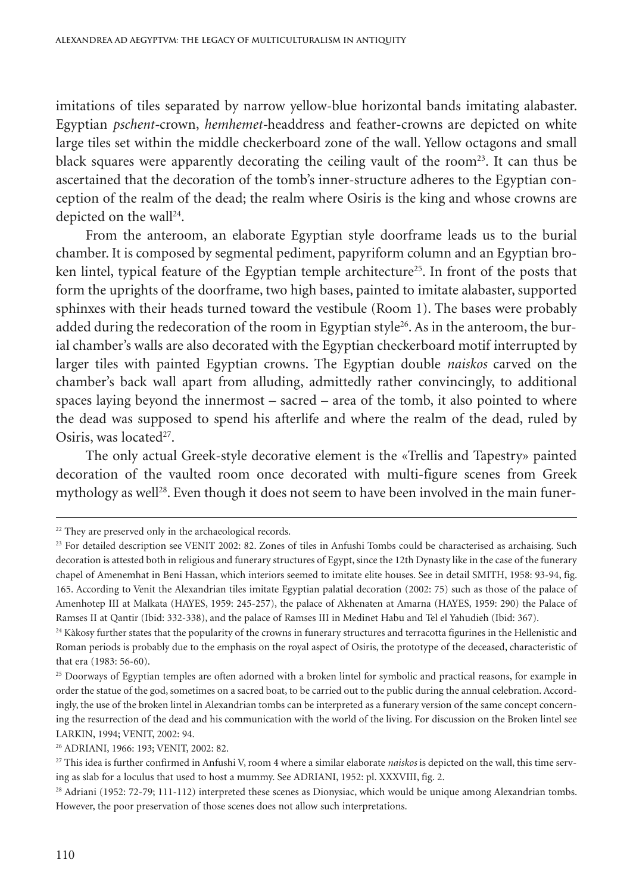imitations of tiles separated by narrow yellow-blue horizontal bands imitating alabaster. Egyptian *pschent*-crown, *hemhemet*-headdress and feather-crowns are depicted on white large tiles set within the middle checkerboard zone of the wall. Yellow octagons and small black squares were apparently decorating the ceiling vault of the room[23]. It can thus be ascertained that the decoration of the tomb's inner-structure adheres to the Egyptian conception of the realm of the dead; the realm where Osiris is the king and whose crowns are depicted on the wall[24].

From the anteroom, an elaborate Egyptian style doorframe leads us to the burial chamber. It is composed by segmental pediment, papyriform column and an Egyptian broken lintel, typical feature of the Egyptian temple architecture[25]. In front of the posts that form the uprights of the doorframe, two high bases, painted to imitate alabaster, supported sphinxes with their heads turned toward the vestibule (Room 1). The bases were probably added during the redecoration of the room in Egyptian style[26]. As in the anteroom, the burial chamber's walls are also decorated with the Egyptian checkerboard motif interrupted by larger tiles with painted Egyptian crowns. The Egyptian double *naiskos* carved on the chamber's back wall apart from alluding, admittedly rather convincingly, to additional spaces laying beyond the innermost – sacred – area of the tomb, it also pointed to where the dead was supposed to spend his afterlife and where the realm of the dead, ruled by Osiris, was located[27].

The only actual Greek-style decorative element is the «Trellis and Tapestry» painted decoration of the vaulted room once decorated with multi-figure scenes from Greek mythology as well[28]. Even though it does not seem to have been involved in the main funer-

---

[22] They are preserved only in the archaeological records.

[23] For detailed description see VENIT 2002: 82. Zones of tiles in Anfushi Tombs could be characterised as archaising. Such decoration is attested both in religious and funerary structures of Egypt, since the 12th Dynasty like in the case of the funerary chapel of Amenemhat in Beni Hassan, which interiors seemed to imitate elite houses. See in detail SMITH, 1958: 93-94, fig. 165. According to Venit the Alexandrian tiles imitate Egyptian palatial decoration (2002: 75) such as those of the palace of Amenhotep III at Malkata (HAYES, 1959: 245-257), the palace of Akhenaten at Amarna (HAYES, 1959: 290) the Palace of Ramses II at Qantir (Ibid: 332-338), and the palace of Ramses III in Medinet Habu and Tel el Yahudieh (Ibid: 367).

[24] Kàkosy further states that the popularity of the crowns in funerary structures and terracotta figurines in the Hellenistic and Roman periods is probably due to the emphasis on the royal aspect of Osiris, the prototype of the deceased, characteristic of that era (1983: 56-60).

[25] Doorways of Egyptian temples are often adorned with a broken lintel for symbolic and practical reasons, for example in order the statue of the god, sometimes on a sacred boat, to be carried out to the public during the annual celebration. Accordingly, the use of the broken lintel in Alexandrian tombs can be interpreted as a funerary version of the same concept concerning the resurrection of the dead and his communication with the world of the living. For discussion on the Broken lintel see LARKIN, 1994; VENIT, 2002: 94.

[26] ADRIANI, 1966: 193; VENIT, 2002: 82.

[27] This idea is further confirmed in Anfushi V, room 4 where a similar elaborate *naiskos* is depicted on the wall, this time serving as slab for a loculus that used to host a mummy. See ADRIANI, 1952: pl. XXXVIII, fig. 2.

[28] Adriani (1952: 72-79; 111-112) interpreted these scenes as Dionysiac, which would be unique among Alexandrian tombs. However, the poor preservation of those scenes does not allow such interpretations.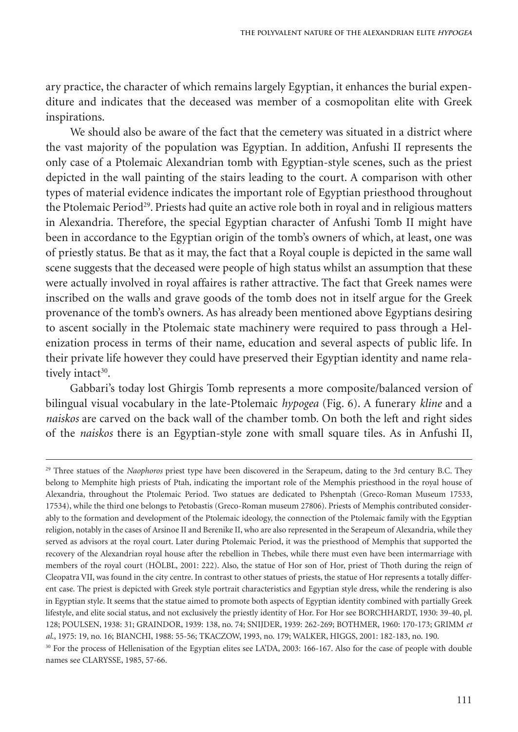ary practice, the character of which remains largely Egyptian, it enhances the burial expenditure and indicates that the deceased was member of a cosmopolitan elite with Greek inspirations.

We should also be aware of the fact that the cemetery was situated in a district where the vast majority of the population was Egyptian. In addition, Anfushi II represents the only case of a Ptolemaic Alexandrian tomb with Egyptian-style scenes, such as the priest depicted in the wall painting of the stairs leading to the court. A comparison with other types of material evidence indicates the important role of Egyptian priesthood throughout the Ptolemaic Period[29]. Priests had quite an active role both in royal and in religious matters in Alexandria. Therefore, the special Egyptian character of Anfushi Tomb II might have been in accordance to the Egyptian origin of the tomb's owners of which, at least, one was of priestly status. Be that as it may, the fact that a Royal couple is depicted in the same wall scene suggests that the deceased were people of high status whilst an assumption that these were actually involved in royal affaires is rather attractive. The fact that Greek names were inscribed on the walls and grave goods of the tomb does not in itself argue for the Greek provenance of the tomb's owners. As has already been mentioned above Egyptians desiring to ascent socially in the Ptolemaic state machinery were required to pass through a Helenization process in terms of their name, education and several aspects of public life. In their private life however they could have preserved their Egyptian identity and name relatively intact[30].

Gabbari's today lost Ghirgis Tomb represents a more composite/balanced version of bilingual visual vocabulary in the late-Ptolemaic *hypogea* (Fig. 6). A funerary *kline* and a *naiskos* are carved on the back wall of the chamber tomb. On both the left and right sides of the *naiskos* there is an Egyptian-style zone with small square tiles. As in Anfushi II,

---

[29] Three statues of the *Naophoros* priest type have been discovered in the Serapeum, dating to the 3rd century B.C. They belong to Memphite high priests of Ptah, indicating the important role of the Memphis priesthood in the royal house of Alexandria, throughout the Ptolemaic Period. Two statues are dedicated to Pshenptah (Greco-Roman Museum 17533, 17534), while the third one belongs to Petobastis (Greco-Roman museum 27806). Priests of Memphis contributed considerably to the formation and development of the Ptolemaic ideology, the connection of the Ptolemaic family with the Egyptian religion, notably in the cases of Arsinoe II and Berenike II, who are also represented in the Serapeum of Alexandria, while they served as advisors at the royal court. Later during Ptolemaic Period, it was the priesthood of Memphis that supported the recovery of the Alexandrian royal house after the rebellion in Thebes, while there must even have been intermarriage with members of the royal court (HÖLBL, 2001: 222). Also, the statue of Hor son of Hor, priest of Thoth during the reign of Cleopatra VII, was found in the city centre. In contrast to other statues of priests, the statue of Hor represents a totally different case. The priest is depicted with Greek style portrait characteristics and Egyptian style dress, while the rendering is also in Egyptian style. It seems that the statue aimed to promote both aspects of Egyptian identity combined with partially Greek lifestyle, and elite social status, and not exclusively the priestly identity of Hor. For Hor see BORCHHARDT, 1930: 39-40, pl. 128; POULSEN, 1938: 31; GRAINDOR, 1939: 138, no. 74; SNIJDER, 1939: 262-269; BOTHMER, 1960: 170-173; GRIMM *et al*., 1975: 19, no. 16; BIANCHI, 1988: 55-56; TKACZOW, 1993, no. 179; WALKER, HIGGS, 2001: 182-183, no. 190.

[30] For the process of Hellenisation of the Egyptian elites see LA'DA, 2003: 166-167. Also for the case of people with double names see CLARYSSE, 1985, 57-66.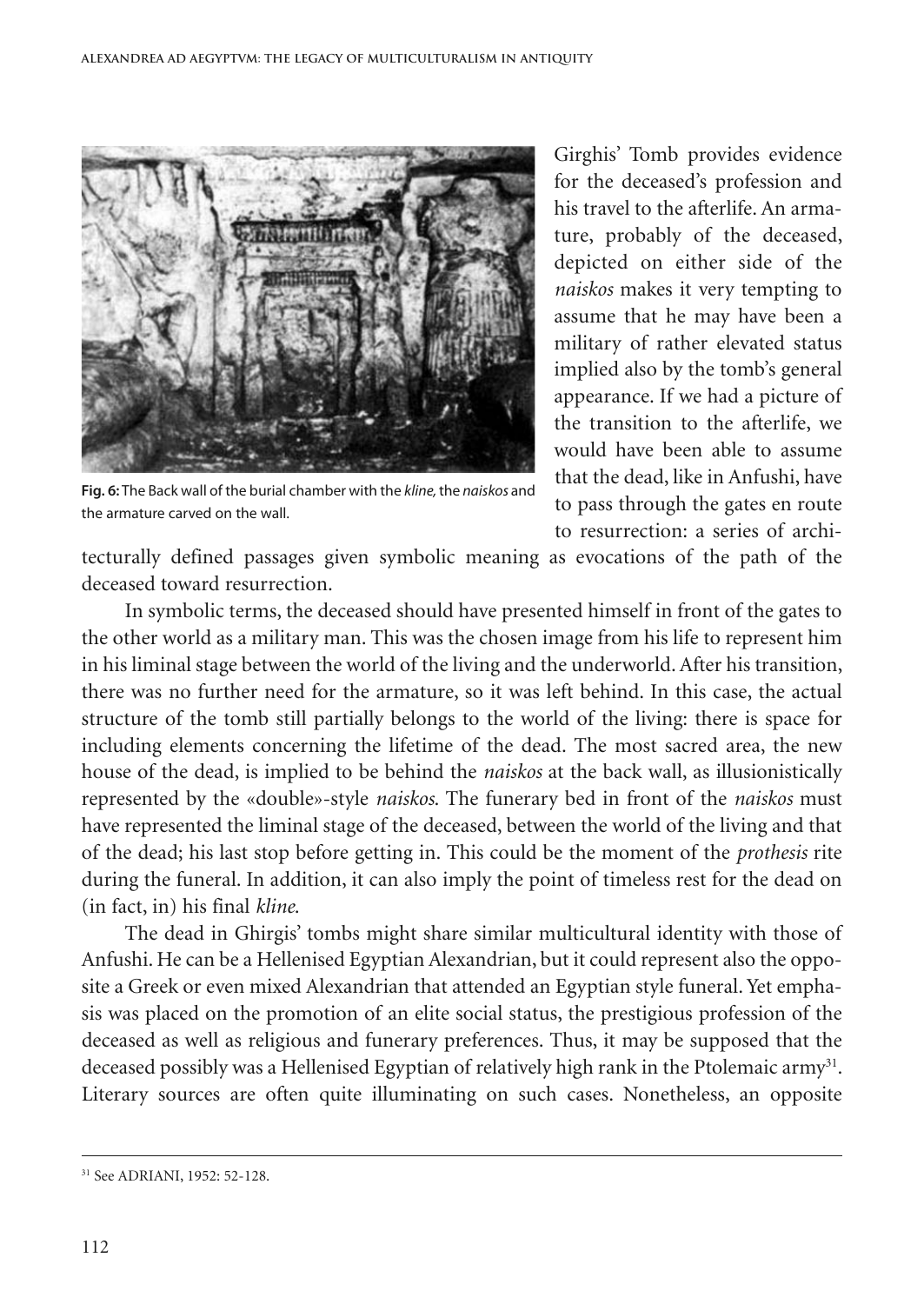Fig. 6: The Back wall of the burial chamber with the *kline,* the *naiskos* and the armature carved on the wall.

Girghis' Tomb provides evidence for the deceased's profession and his travel to the afterlife. An armature, probably of the deceased, depicted on either side of the *naiskos* makes it very tempting to assume that he may have been a military of rather elevated status implied also by the tomb's general appearance. If we had a picture of the transition to the afterlife, we would have been able to assume that the dead, like in Anfushi, have to pass through the gates en route to resurrection: a series of architecturally defined passages given symbolic meaning as evocations of the path of the deceased toward resurrection.

In symbolic terms, the deceased should have presented himself in front of the gates to the other world as a military man. This was the chosen image from his life to represent him in his liminal stage between the world of the living and the underworld. After his transition, there was no further need for the armature, so it was left behind. In this case, the actual structure of the tomb still partially belongs to the world of the living: there is space for including elements concerning the lifetime of the dead. The most sacred area, the new house of the dead, is implied to be behind the *naiskos* at the back wall, as illusionistically represented by the «double»-style *naiskos.* The funerary bed in front of the *naiskos* must have represented the liminal stage of the deceased, between the world of the living and that of the dead; his last stop before getting in. This could be the moment of the *prothesis* rite during the funeral. In addition, it can also imply the point of timeless rest for the dead on (in fact, in) his final *kline.*

The dead in Ghirgis' tombs might share similar multicultural identity with those of Anfushi. He can be a Hellenised Egyptian Alexandrian, but it could represent also the opposite a Greek or even mixed Alexandrian that attended an Egyptian style funeral. Yet emphasis was placed on the promotion of an elite social status, the prestigious profession of the deceased as well as religious and funerary preferences. Thus, it may be supposed that the deceased possibly was a Hellenised Egyptian of relatively high rank in the Ptolemaic army[31]. Literary sources are often quite illuminating on such cases. Nonetheless, an opposite

---

[31] See ADRIANI, 1952: 52-128.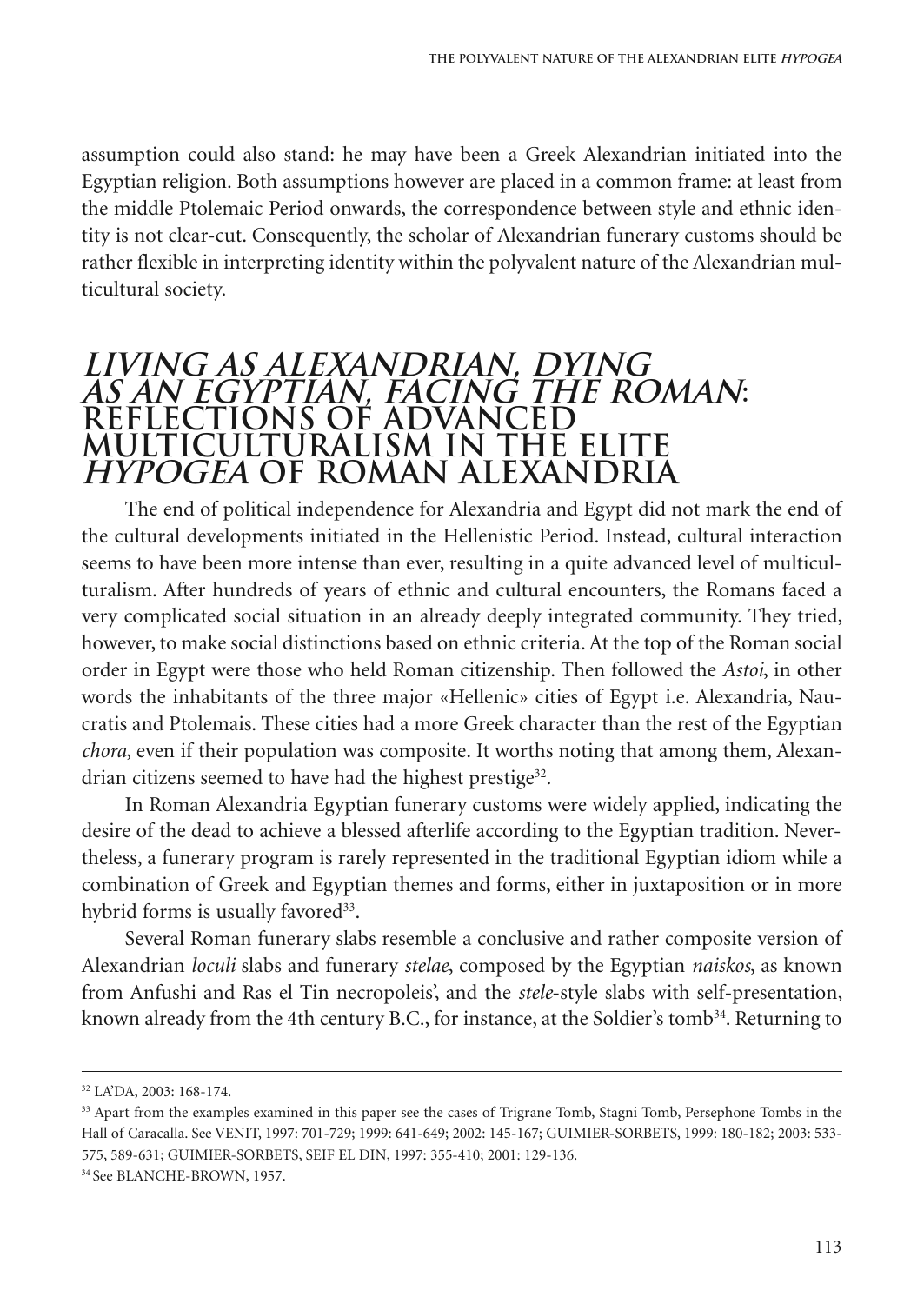assumption could also stand: he may have been a Greek Alexandrian initiated into the Egyptian religion. Both assumptions however are placed in a common frame: at least from the middle Ptolemaic Period onwards, the correspondence between style and ethnic identity is not clear-cut. Consequently, the scholar of Alexandrian funerary customs should be rather flexible in interpreting identity within the polyvalent nature of the Alexandrian multicultural society.

## *LIVING AS ALEXANDRIAN, DYING AS AN EGYPTIAN, FACING THE ROMAN*: REFLECTIONS OF ADVANCED MULTICULTURALISM IN THE ELITE *HYPOGEA* OF ROMAN ALEXANDRIA

The end of political independence for Alexandria and Egypt did not mark the end of the cultural developments initiated in the Hellenistic Period. Instead, cultural interaction seems to have been more intense than ever, resulting in a quite advanced level of multiculturalism. After hundreds of years of ethnic and cultural encounters, the Romans faced a very complicated social situation in an already deeply integrated community. They tried, however, to make social distinctions based on ethnic criteria. At the top of the Roman social order in Egypt were those who held Roman citizenship. Then followed the *Astoi*, in other words the inhabitants of the three major «Hellenic» cities of Egypt i.e. Alexandria, Naucratis and Ptolemais. These cities had a more Greek character than the rest of the Egyptian *chora*, even if their population was composite. It worths noting that among them, Alexandrian citizens seemed to have had the highest prestige[32].

In Roman Alexandria Egyptian funerary customs were widely applied, indicating the desire of the dead to achieve a blessed afterlife according to the Egyptian tradition. Nevertheless, a funerary program is rarely represented in the traditional Egyptian idiom while a combination of Greek and Egyptian themes and forms, either in juxtaposition or in more hybrid forms is usually favored[33].

Several Roman funerary slabs resemble a conclusive and rather composite version of Alexandrian *loculi* slabs and funerary *stelae*, composed by the Egyptian *naiskos*, as known from Anfushi and Ras el Tin necropoleis', and the *stele*-style slabs with self-presentation, known already from the 4th century B.C., for instance, at the Soldier's tomb[34]. Returning to

---

[32] LA'DA, 2003: 168-174.

[33] Apart from the examples examined in this paper see the cases of Trigrane Tomb, Stagni Tomb, Persephone Tombs in the Hall of Caracalla. See VENIT, 1997: 701-729; 1999: 641-649; 2002: 145-167; GUIMIER-SORBETS, 1999: 180-182; 2003: 533-575, 589-631; GUIMIER-SORBETS, SEIF EL DIN, 1997: 355-410; 2001: 129-136.

[34] See BLANCHE-BROWN, 1957.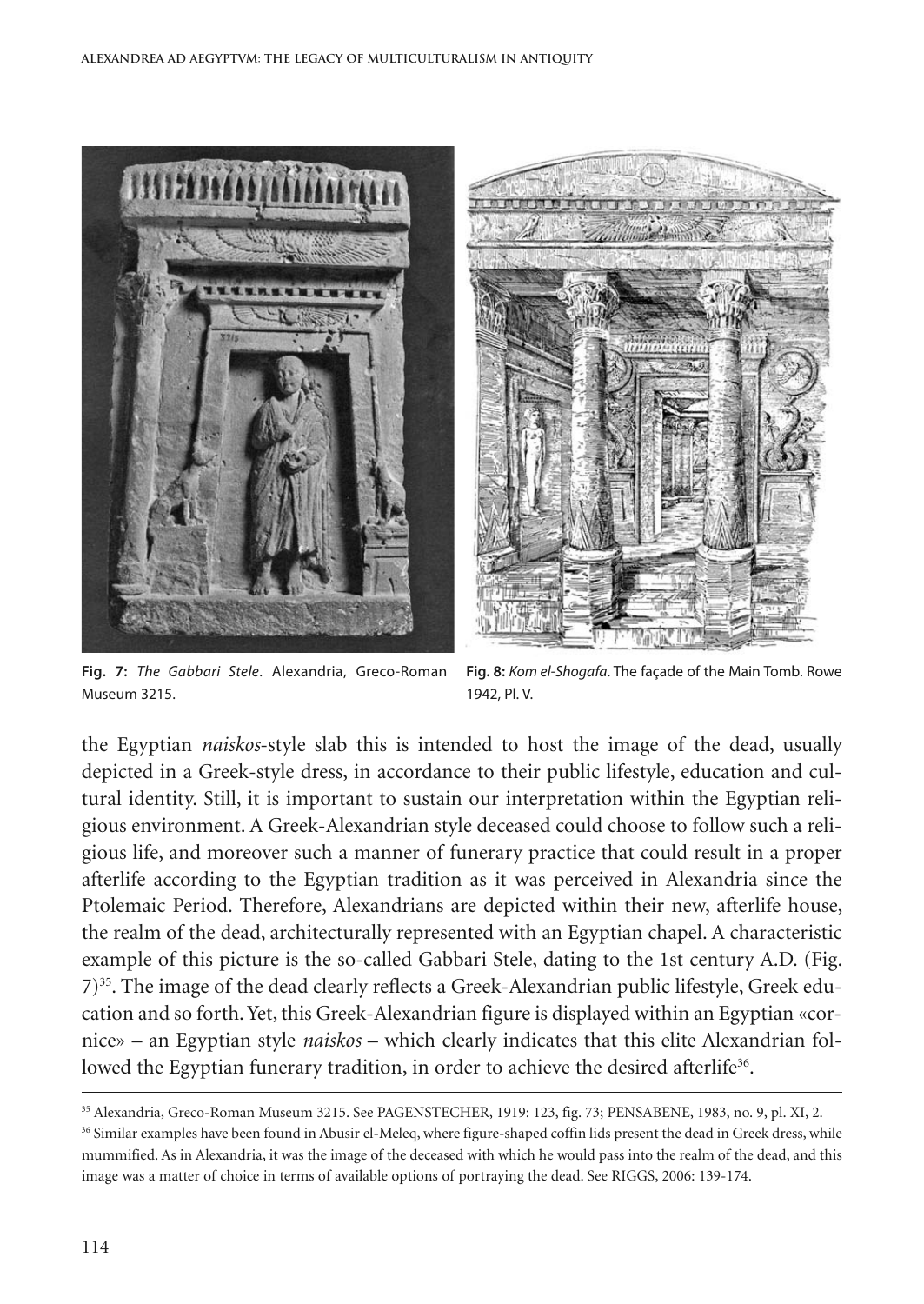**Fig. 7:** *The Gabbari Stele*. Alexandria, Greco-Roman Museum 3215.

**Fig. 8:** *Kom el-Shogafa*. The façade of the Main Tomb. Rowe 1942, Pl. V.

the Egyptian *naiskos*-style slab this is intended to host the image of the dead, usually depicted in a Greek-style dress, in accordance to their public lifestyle, education and cultural identity. Still, it is important to sustain our interpretation within the Egyptian religious environment. A Greek-Alexandrian style deceased could choose to follow such a religious life, and moreover such a manner of funerary practice that could result in a proper afterlife according to the Egyptian tradition as it was perceived in Alexandria since the Ptolemaic Period. Therefore, Alexandrians are depicted within their new, afterlife house, the realm of the dead, architecturally represented with an Egyptian chapel. A characteristic example of this picture is the so-called Gabbari Stele, dating to the 1st century A.D. (Fig. 7)[35]. The image of the dead clearly reflects a Greek-Alexandrian public lifestyle, Greek education and so forth. Yet, this Greek-Alexandrian figure is displayed within an Egyptian «cornice» – an Egyptian style *naiskos* – which clearly indicates that this elite Alexandrian followed the Egyptian funerary tradition, in order to achieve the desired afterlife[36].

---

[35] Alexandria, Greco-Roman Museum 3215. See PAGENSTECHER, 1919: 123, fig. 73; PENSABENE, 1983, no. 9, pl. XI, 2.

[36] Similar examples have been found in Abusir el-Meleq, where figure-shaped coffin lids present the dead in Greek dress, while mummified. As in Alexandria, it was the image of the deceased with which he would pass into the realm of the dead, and this image was a matter of choice in terms of available options of portraying the dead. See RIGGS, 2006: 139-174.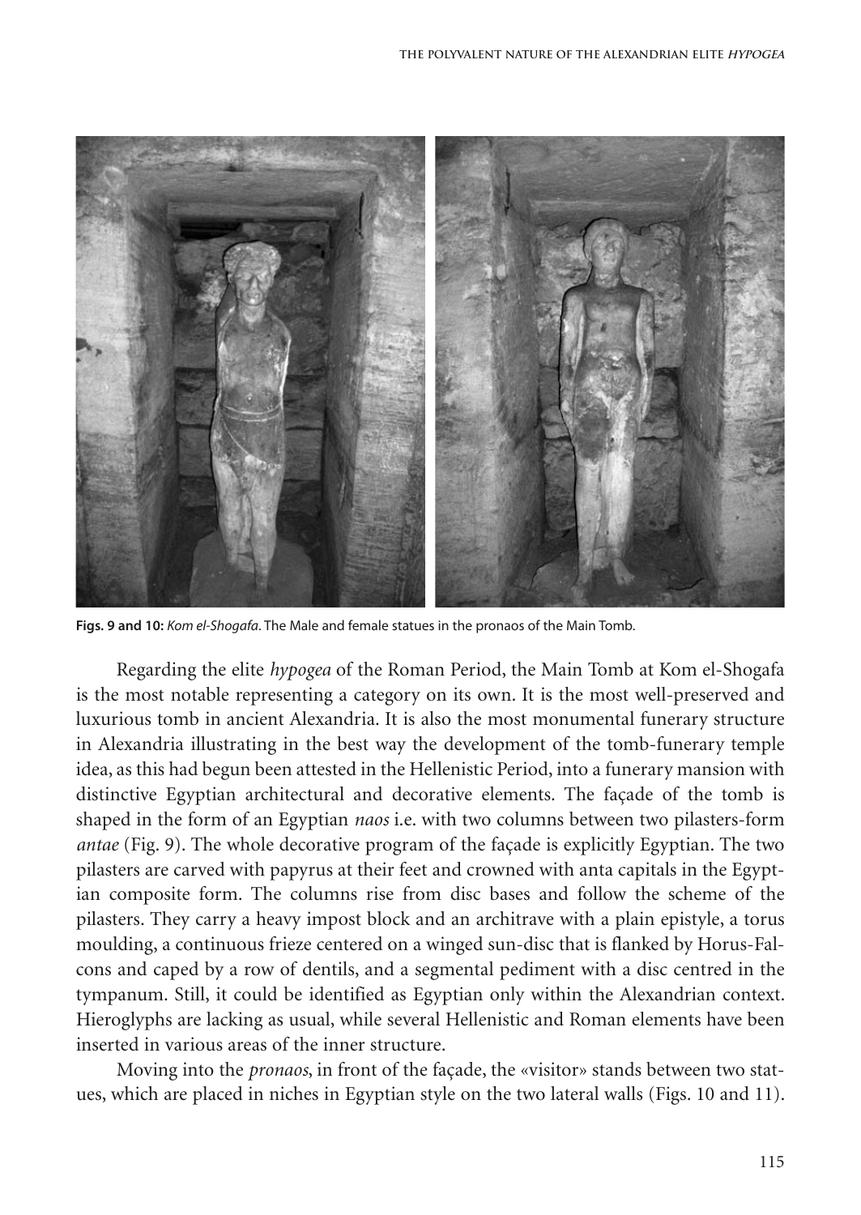**Figs. 9 and 10:** *Kom el-Shogafa*. The Male and female statues in the pronaos of the Main Tomb.

Regarding the elite *hypogea* of the Roman Period, the Main Tomb at Kom el-Shogafa is the most notable representing a category on its own. It is the most well-preserved and luxurious tomb in ancient Alexandria. It is also the most monumental funerary structure in Alexandria illustrating in the best way the development of the tomb-funerary temple idea, as this had begun been attested in the Hellenistic Period, into a funerary mansion with distinctive Egyptian architectural and decorative elements. The façade of the tomb is shaped in the form of an Egyptian *naos* i.e. with two columns between two pilasters-form *antae* (Fig. 9). The whole decorative program of the façade is explicitly Egyptian. The two pilasters are carved with papyrus at their feet and crowned with anta capitals in the Egyptian composite form. The columns rise from disc bases and follow the scheme of the pilasters. They carry a heavy impost block and an architrave with a plain epistyle, a torus moulding, a continuous frieze centered on a winged sun-disc that is flanked by Horus-Falcons and caped by a row of dentils, and a segmental pediment with a disc centred in the tympanum. Still, it could be identified as Egyptian only within the Alexandrian context. Hieroglyphs are lacking as usual, while several Hellenistic and Roman elements have been inserted in various areas of the inner structure.

Moving into the *pronaos*, in front of the façade, the «visitor» stands between two statues, which are placed in niches in Egyptian style on the two lateral walls (Figs. 10 and 11).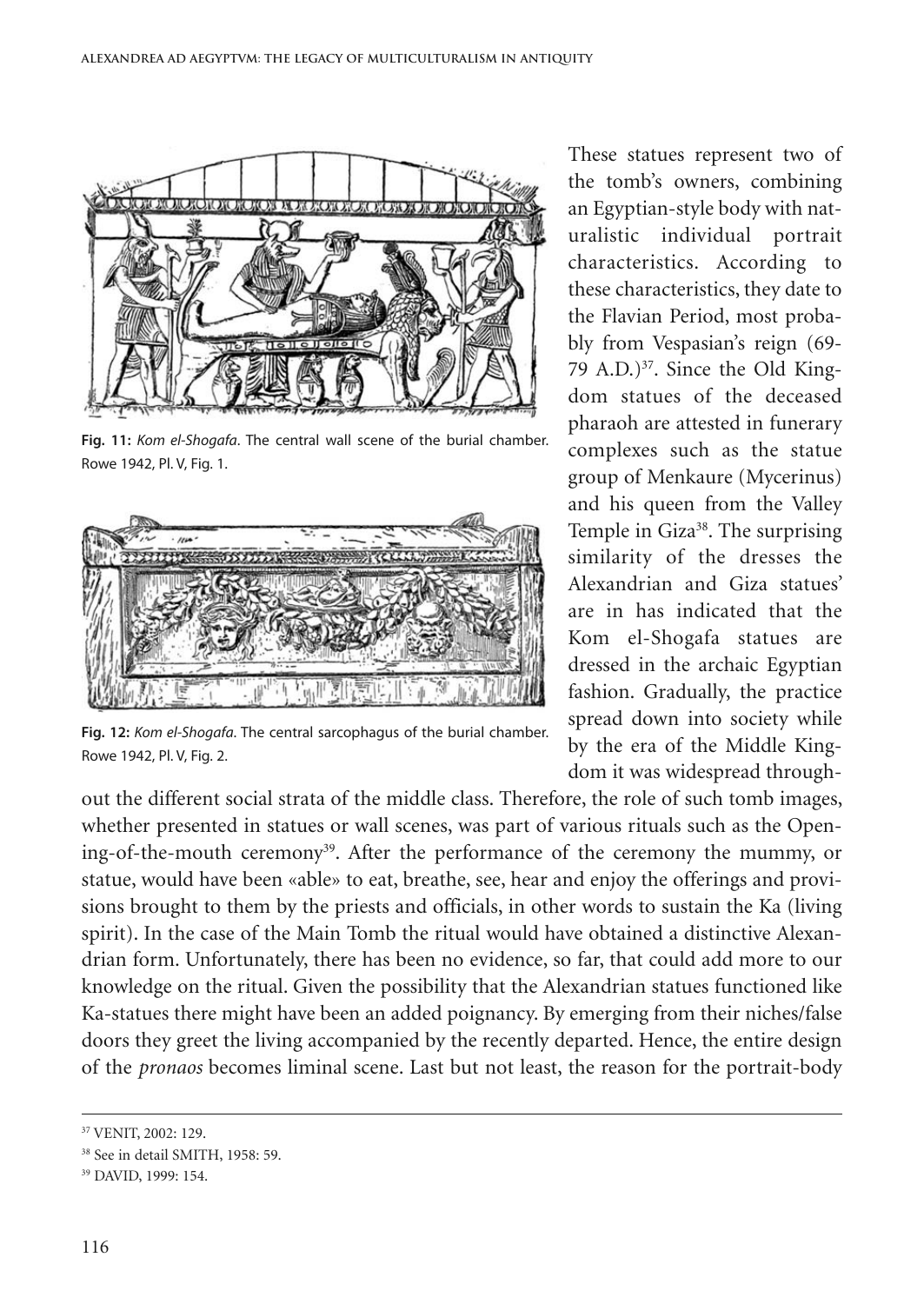Fig. 11: *Kom el-Shogafa*. The central wall scene of the burial chamber. Rowe 1942, Pl. V, Fig. 1.

Fig. 12: *Kom el-Shogafa*. The central sarcophagus of the burial chamber. Rowe 1942, Pl. V, Fig. 2.

These statues represent two of the tomb's owners, combining an Egyptian-style body with naturalistic individual portrait characteristics. According to these characteristics, they date to the Flavian Period, most probably from Vespasian's reign (69-79 A.D.)[37]. Since the Old Kingdom statues of the deceased pharaoh are attested in funerary complexes such as the statue group of Menkaure (Mycerinus) and his queen from the Valley Temple in Giza[38]. The surprising similarity of the dresses the Alexandrian and Giza statues' are in has indicated that the Kom el-Shogafa statues are dressed in the archaic Egyptian fashion. Gradually, the practice spread down into society while by the era of the Middle Kingdom it was widespread throughout the different social strata of the middle class. Therefore, the role of such tomb images, whether presented in statues or wall scenes, was part of various rituals such as the Opening-of-the-mouth ceremony[39]. After the performance of the ceremony the mummy, or statue, would have been «able» to eat, breathe, see, hear and enjoy the offerings and provisions brought to them by the priests and officials, in other words to sustain the Ka (living spirit). In the case of the Main Tomb the ritual would have obtained a distinctive Alexandrian form. Unfortunately, there has been no evidence, so far, that could add more to our knowledge on the ritual. Given the possibility that the Alexandrian statues functioned like Ka-statues there might have been an added poignancy. By emerging from their niches/false doors they greet the living accompanied by the recently departed. Hence, the entire design of the *pronaos* becomes liminal scene. Last but not least, the reason for the portrait-body

---

[37] VENIT, 2002: 129.

[38] See in detail SMITH, 1958: 59.

[39] DAVID, 1999: 154.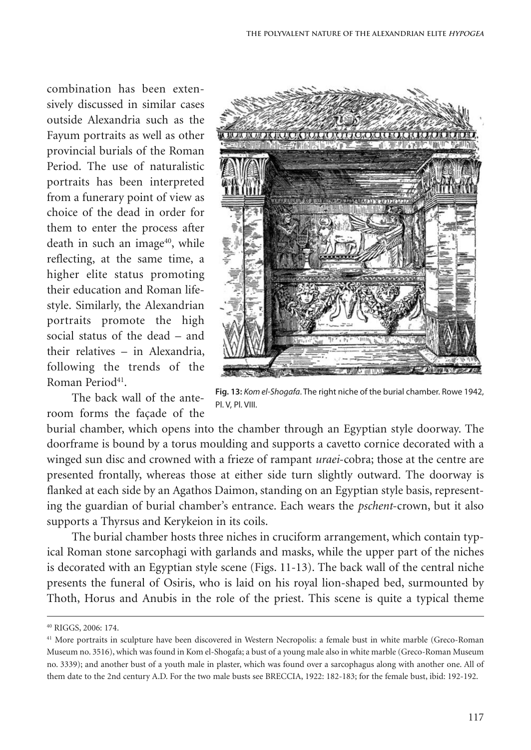combination has been extensively discussed in similar cases outside Alexandria such as the Fayum portraits as well as other provincial burials of the Roman Period. The use of naturalistic portraits has been interpreted from a funerary point of view as choice of the dead in order for them to enter the process after death in such an image[40], while reflecting, at the same time, a higher elite status promoting their education and Roman lifestyle. Similarly, the Alexandrian portraits promote the high social status of the dead – and their relatives – in Alexandria, following the trends of the Roman Period[41].

**Fig. 13:** *Kom el-Shogafa*. The right niche of the burial chamber. Rowe 1942, Pl. V, Pl. VIII.

The back wall of the anteroom forms the façade of the burial chamber, which opens into the chamber through an Egyptian style doorway. The doorframe is bound by a torus moulding and supports a cavetto cornice decorated with a winged sun disc and crowned with a frieze of rampant *uraei*-cobra; those at the centre are presented frontally, whereas those at either side turn slightly outward. The doorway is flanked at each side by an Agathos Daimon, standing on an Egyptian style basis, representing the guardian of burial chamber's entrance. Each wears the *pschent*-crown, but it also supports a Thyrsus and Kerykeion in its coils.

The burial chamber hosts three niches in cruciform arrangement, which contain typical Roman stone sarcophagi with garlands and masks, while the upper part of the niches is decorated with an Egyptian style scene (Figs. 11-13). The back wall of the central niche presents the funeral of Osiris, who is laid on his royal lion-shaped bed, surmounted by Thoth, Horus and Anubis in the role of the priest. This scene is quite a typical theme

---

[40] RIGGS, 2006: 174.

[41] More portraits in sculpture have been discovered in Western Necropolis: a female bust in white marble (Greco-Roman Museum no. 3516), which was found in Kom el-Shogafa; a bust of a young male also in white marble (Greco-Roman Museum no. 3339); and another bust of a youth male in plaster, which was found over a sarcophagus along with another one. All of them date to the 2nd century A.D. For the two male busts see BRECCIA, 1922: 182-183; for the female bust, ibid: 192-192.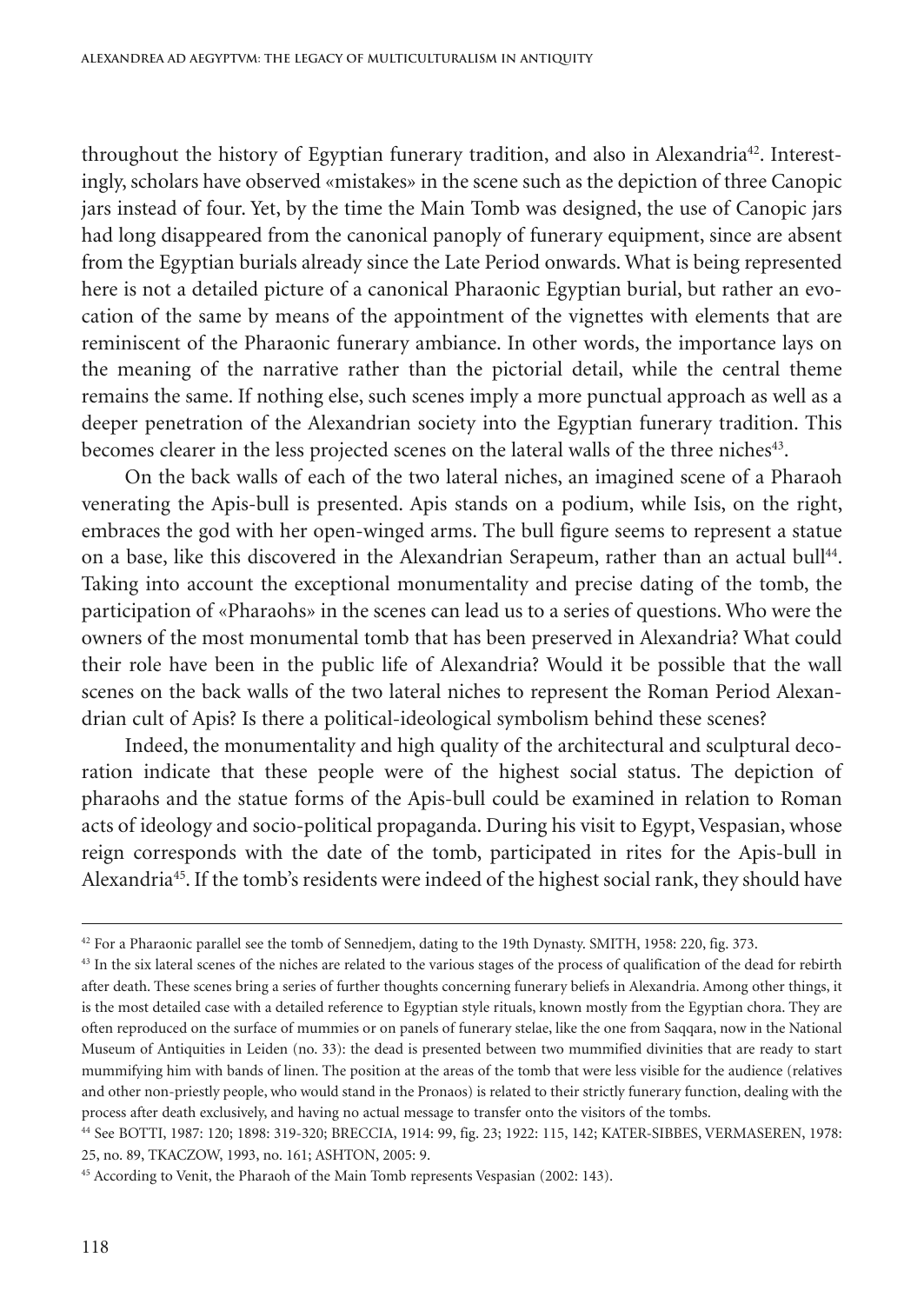throughout the history of Egyptian funerary tradition, and also in Alexandria[42]. Interestingly, scholars have observed «mistakes» in the scene such as the depiction of three Canopic jars instead of four. Yet, by the time the Main Tomb was designed, the use of Canopic jars had long disappeared from the canonical panoply of funerary equipment, since are absent from the Egyptian burials already since the Late Period onwards. What is being represented here is not a detailed picture of a canonical Pharaonic Egyptian burial, but rather an evocation of the same by means of the appointment of the vignettes with elements that are reminiscent of the Pharaonic funerary ambiance. In other words, the importance lays on the meaning of the narrative rather than the pictorial detail, while the central theme remains the same. If nothing else, such scenes imply a more punctual approach as well as a deeper penetration of the Alexandrian society into the Egyptian funerary tradition. This becomes clearer in the less projected scenes on the lateral walls of the three niches[43].

On the back walls of each of the two lateral niches, an imagined scene of a Pharaoh venerating the Apis-bull is presented. Apis stands on a podium, while Isis, on the right, embraces the god with her open-winged arms. The bull figure seems to represent a statue on a base, like this discovered in the Alexandrian Serapeum, rather than an actual bull[44]. Taking into account the exceptional monumentality and precise dating of the tomb, the participation of «Pharaohs» in the scenes can lead us to a series of questions. Who were the owners of the most monumental tomb that has been preserved in Alexandria? What could their role have been in the public life of Alexandria? Would it be possible that the wall scenes on the back walls of the two lateral niches to represent the Roman Period Alexandrian cult of Apis? Is there a political-ideological symbolism behind these scenes?

Indeed, the monumentality and high quality of the architectural and sculptural decoration indicate that these people were of the highest social status. The depiction of pharaohs and the statue forms of the Apis-bull could be examined in relation to Roman acts of ideology and socio-political propaganda. During his visit to Egypt, Vespasian, whose reign corresponds with the date of the tomb, participated in rites for the Apis-bull in Alexandria[45]. If the tomb's residents were indeed of the highest social rank, they should have

---

[42] For a Pharaonic parallel see the tomb of Sennedjem, dating to the 19th Dynasty. SMITH, 1958: 220, fig. 373.

[43] In the six lateral scenes of the niches are related to the various stages of the process of qualification of the dead for rebirth after death. These scenes bring a series of further thoughts concerning funerary beliefs in Alexandria. Among other things, it is the most detailed case with a detailed reference to Egyptian style rituals, known mostly from the Egyptian chora. They are often reproduced on the surface of mummies or on panels of funerary stelae, like the one from Saqqara, now in the National Museum of Antiquities in Leiden (no. 33): the dead is presented between two mummified divinities that are ready to start mummifying him with bands of linen. The position at the areas of the tomb that were less visible for the audience (relatives and other non-priestly people, who would stand in the Pronaos) is related to their strictly funerary function, dealing with the process after death exclusively, and having no actual message to transfer onto the visitors of the tombs.

[44] See BOTTI, 1987: 120; 1898: 319-320; BRECCIA, 1914: 99, fig. 23; 1922: 115, 142; KATER-SIBBES, VERMASEREN, 1978: 25, no. 89, TKACZOW, 1993, no. 161; ASHTON, 2005: 9.

[45] According to Venit, the Pharaoh of the Main Tomb represents Vespasian (2002: 143).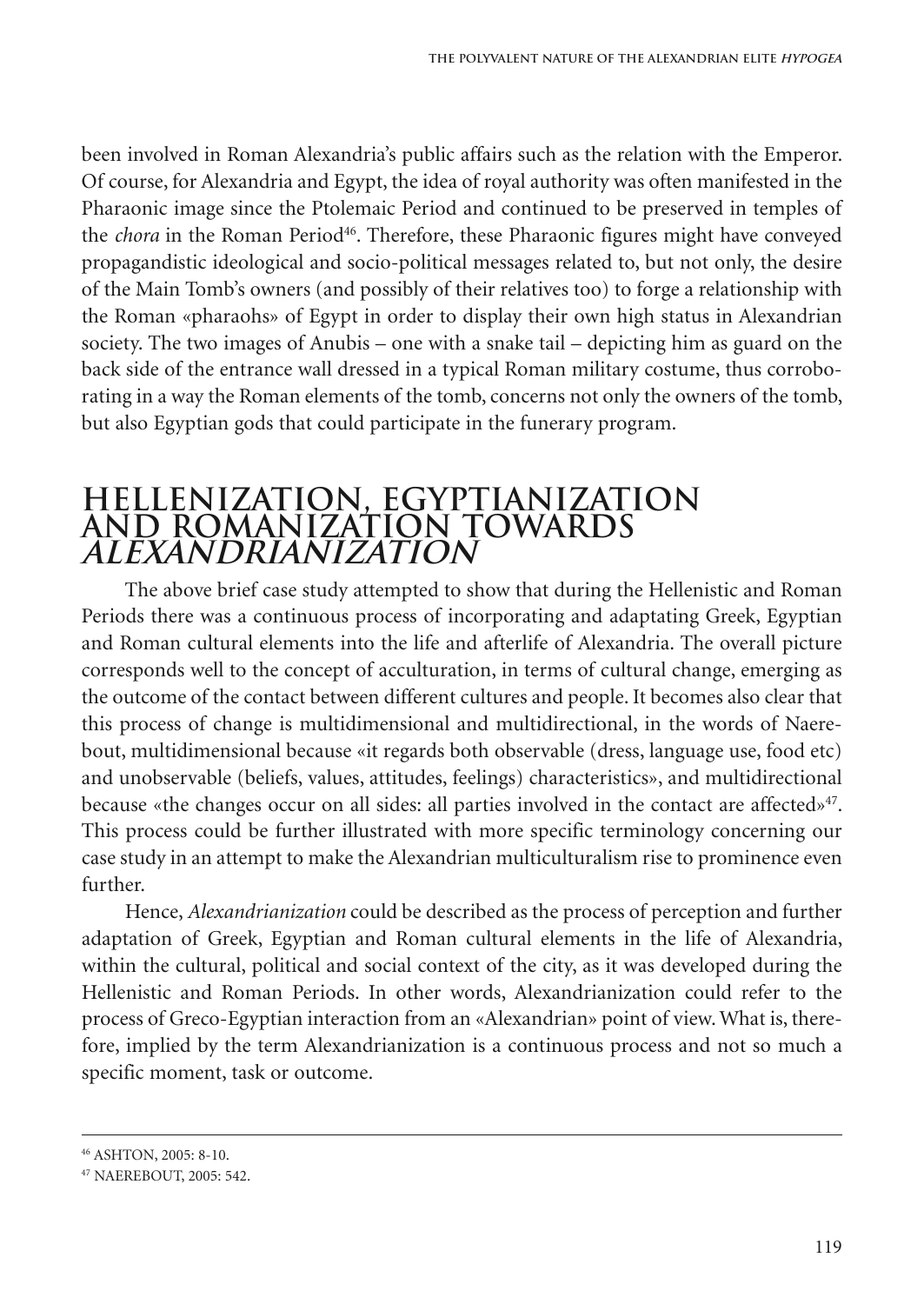been involved in Roman Alexandria's public affairs such as the relation with the Emperor. Of course, for Alexandria and Egypt, the idea of royal authority was often manifested in the Pharaonic image since the Ptolemaic Period and continued to be preserved in temples of the *chora* in the Roman Period[46]. Therefore, these Pharaonic figures might have conveyed propagandistic ideological and socio-political messages related to, but not only, the desire of the Main Tomb's owners (and possibly of their relatives too) to forge a relationship with the Roman «pharaohs» of Egypt in order to display their own high status in Alexandrian society. The two images of Anubis – one with a snake tail – depicting him as guard on the back side of the entrance wall dressed in a typical Roman military costume, thus corroborating in a way the Roman elements of the tomb, concerns not only the owners of the tomb, but also Egyptian gods that could participate in the funerary program.

## HELLENIZATION, EGYPTIANIZATION AND ROMANIZATION TOWARDS *ALEXANDRIANIZATION*

The above brief case study attempted to show that during the Hellenistic and Roman Periods there was a continuous process of incorporating and adaptating Greek, Egyptian and Roman cultural elements into the life and afterlife of Alexandria. The overall picture corresponds well to the concept of acculturation, in terms of cultural change, emerging as the outcome of the contact between different cultures and people. It becomes also clear that this process of change is multidimensional and multidirectional, in the words of Naerebout, multidimensional because «it regards both observable (dress, language use, food etc) and unobservable (beliefs, values, attitudes, feelings) characteristics», and multidirectional because «the changes occur on all sides: all parties involved in the contact are affected»[47]. This process could be further illustrated with more specific terminology concerning our case study in an attempt to make the Alexandrian multiculturalism rise to prominence even further.

Hence, *Alexandrianization* could be described as the process of perception and further adaptation of Greek, Egyptian and Roman cultural elements in the life of Alexandria, within the cultural, political and social context of the city, as it was developed during the Hellenistic and Roman Periods. In other words, Alexandrianization could refer to the process of Greco-Egyptian interaction from an «Alexandrian» point of view. What is, therefore, implied by the term Alexandrianization is a continuous process and not so much a specific moment, task or outcome.

---

[46] ASHTON, 2005: 8-10.

[47] NAEREBOUT, 2005: 542.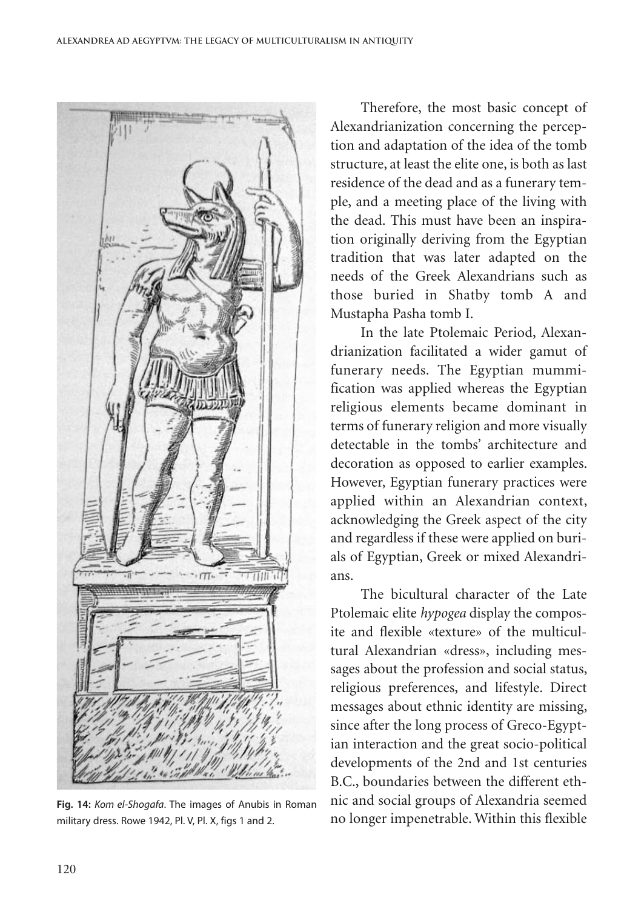Fig. 14: *Kom el-Shogafa*. The images of Anubis in Roman military dress. Rowe 1942, Pl. V, Pl. X, figs 1 and 2.

Therefore, the most basic concept of Alexandrianization concerning the perception and adaptation of the idea of the tomb structure, at least the elite one, is both as last residence of the dead and as a funerary temple, and a meeting place of the living with the dead. This must have been an inspiration originally deriving from the Egyptian tradition that was later adapted on the needs of the Greek Alexandrians such as those buried in Shatby tomb A and Mustapha Pasha tomb I.

In the late Ptolemaic Period, Alexandrianization facilitated a wider gamut of funerary needs. The Egyptian mummification was applied whereas the Egyptian religious elements became dominant in terms of funerary religion and more visually detectable in the tombs' architecture and decoration as opposed to earlier examples. However, Egyptian funerary practices were applied within an Alexandrian context, acknowledging the Greek aspect of the city and regardless if these were applied on burials of Egyptian, Greek or mixed Alexandrians.

The bicultural character of the Late Ptolemaic elite *hypogea* display the composite and flexible «texture» of the multicultural Alexandrian «dress», including messages about the profession and social status, religious preferences, and lifestyle. Direct messages about ethnic identity are missing, since after the long process of Greco-Egyptian interaction and the great socio-political developments of the 2nd and 1st centuries B.C., boundaries between the different ethnic and social groups of Alexandria seemed no longer impenetrable. Within this flexible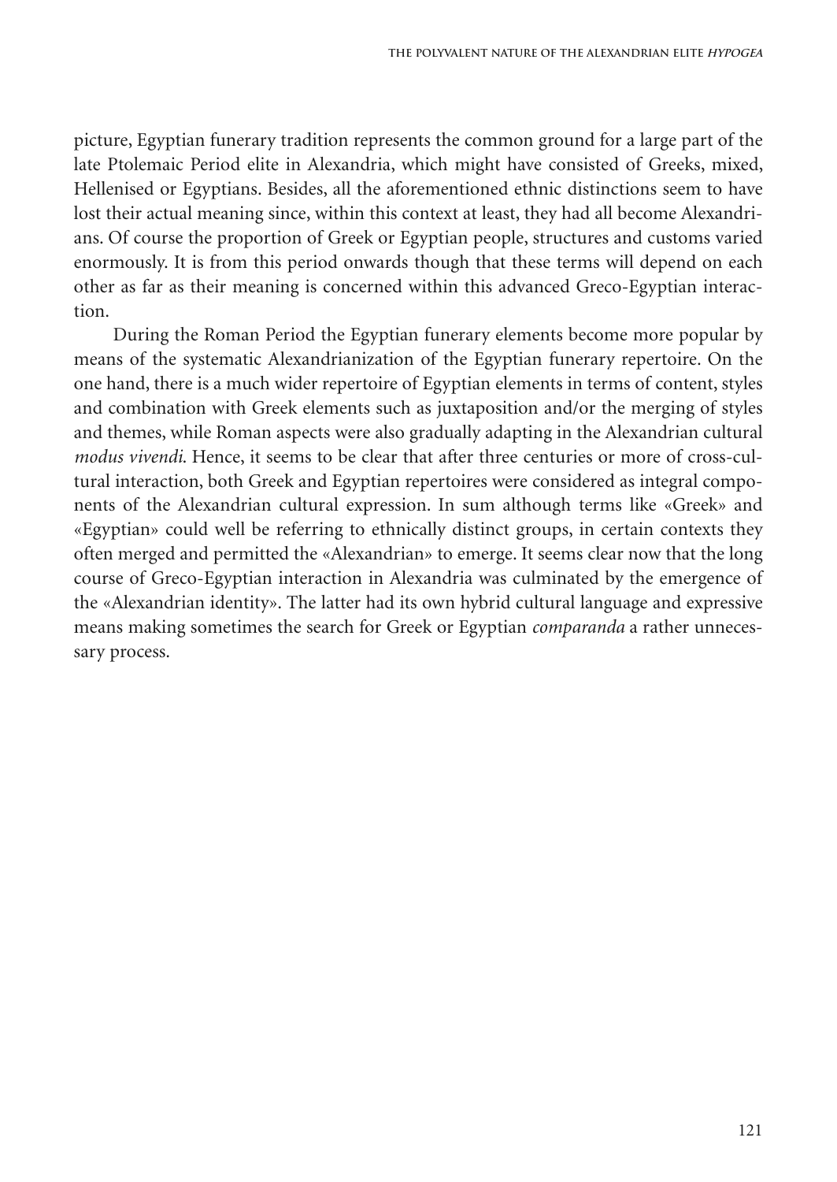picture, Egyptian funerary tradition represents the common ground for a large part of the late Ptolemaic Period elite in Alexandria, which might have consisted of Greeks, mixed, Hellenised or Egyptians. Besides, all the aforementioned ethnic distinctions seem to have lost their actual meaning since, within this context at least, they had all become Alexandrians. Of course the proportion of Greek or Egyptian people, structures and customs varied enormously. It is from this period onwards though that these terms will depend on each other as far as their meaning is concerned within this advanced Greco-Egyptian interaction.

During the Roman Period the Egyptian funerary elements become more popular by means of the systematic Alexandrianization of the Egyptian funerary repertoire. On the one hand, there is a much wider repertoire of Egyptian elements in terms of content, styles and combination with Greek elements such as juxtaposition and/or the merging of styles and themes, while Roman aspects were also gradually adapting in the Alexandrian cultural *modus vivendi*. Hence, it seems to be clear that after three centuries or more of cross-cultural interaction, both Greek and Egyptian repertoires were considered as integral components of the Alexandrian cultural expression. In sum although terms like «Greek» and «Egyptian» could well be referring to ethnically distinct groups, in certain contexts they often merged and permitted the «Alexandrian» to emerge. It seems clear now that the long course of Greco-Egyptian interaction in Alexandria was culminated by the emergence of the «Alexandrian identity». The latter had its own hybrid cultural language and expressive means making sometimes the search for Greek or Egyptian *comparanda* a rather unnecessary process.